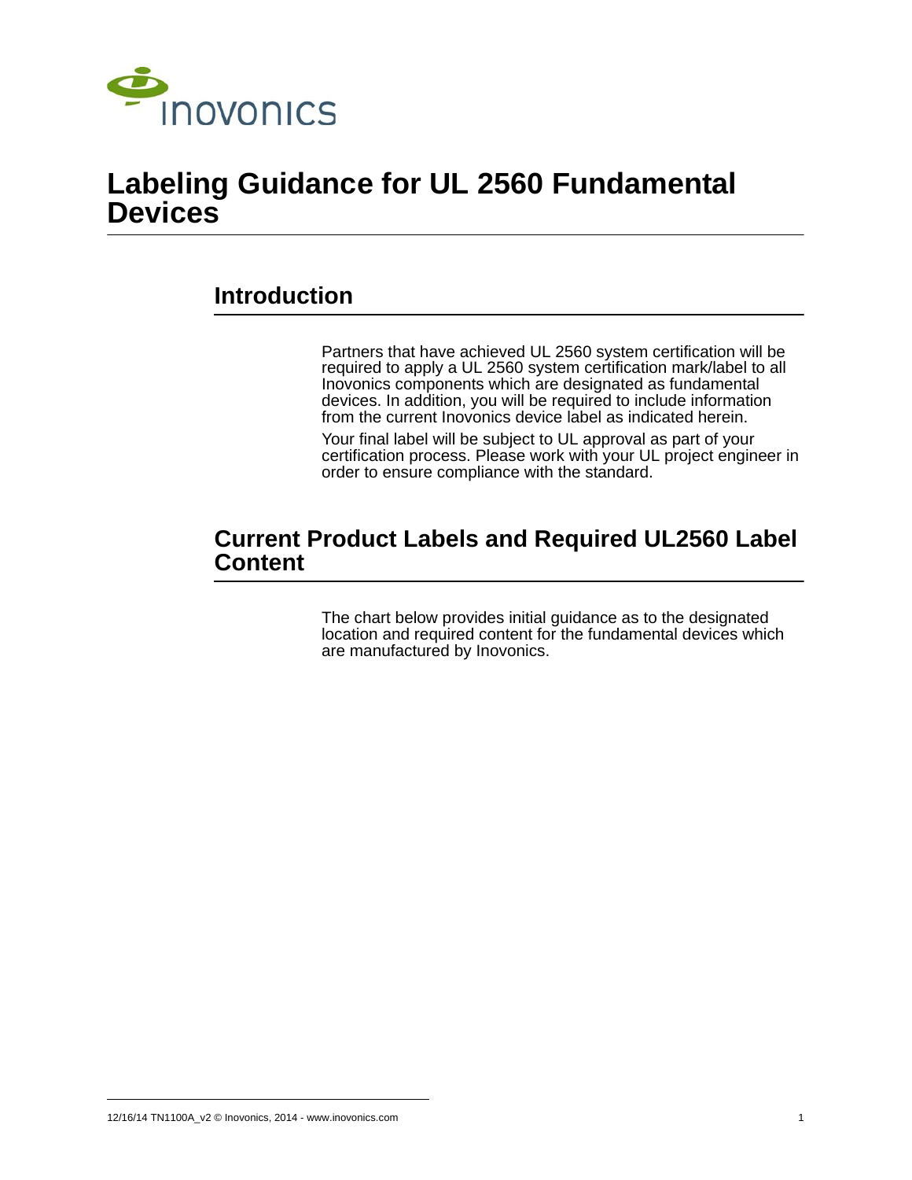# Labeling Guidance for UL 2560 Fundamental Devices

## Introduction

Partners that have achieved UL 2560 system certification will be required to apply a UL 2560 system certification mark/label to all Inovonics components which are designated as fundamental devices. In addition, you will be required to include information from the current Inovonics device label as indicated herein.

Your final label will be subject to UL approval as part of your certification process. Please work with your UL project engineer in order to ensure compliance with the standard.

## Current Product Labels and Required UL2560 Label Content

The chart below provides initial guidance as to the designated location and required content for the fundamental devices which are manufactured by Inovonics.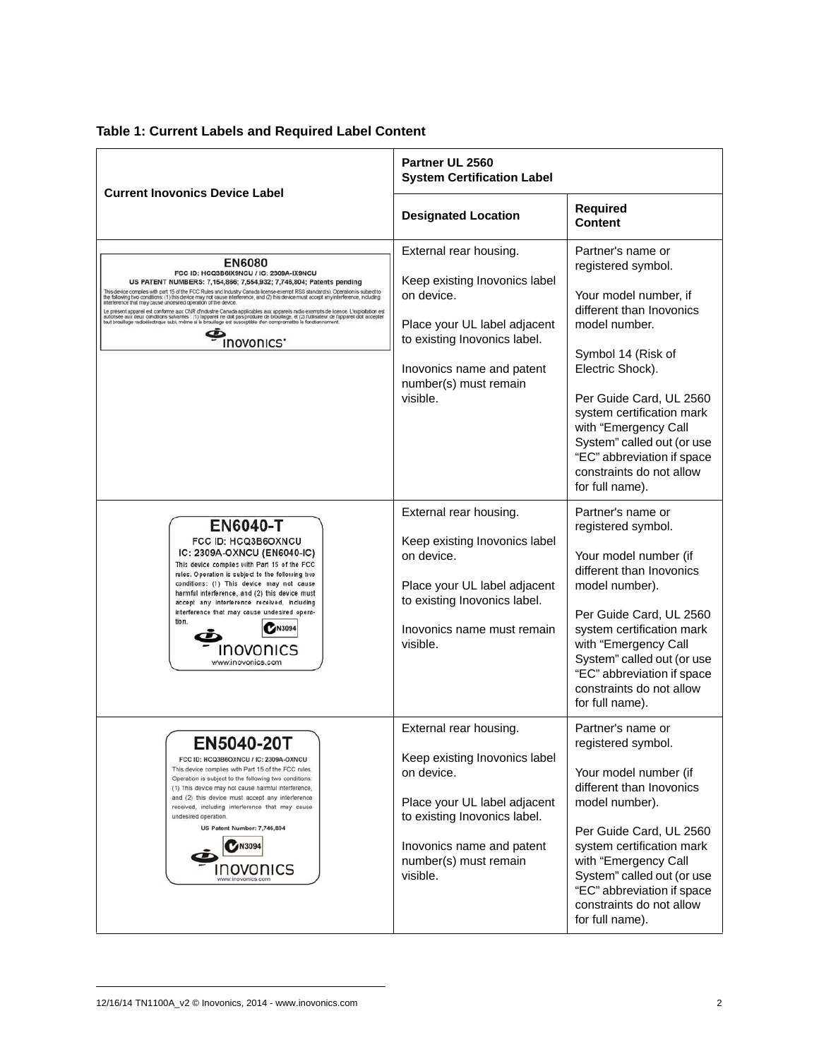**Table 1: Current Labels and Required Label Content**

| Current Inovonics Device Label | Partner UL 2560 System Certification Label | |
|---|---|---|
| | **Designated Location** | **Required Content** |
| **EN6080**<br>FCC ID: HCQ3B6IX9NCU / IC: 2309A-IX9NCU<br>US PATENT NUMBERS: 7,154,866; 7,554,932; 7,746,804; Patents pending<br>This device complies with part 15 of the FCC Rules and Industry Canada license-exempt RSS standard(s). Operation is subject to the following two conditions: (1) this device may not cause interference, and (2) this device must accept any interference, including interference that may cause undesired operation of the device.<br>Le présent appareil est conforme aux CNR d'Industrie Canada applicables aux appareils radio exempts de licence. L'exploitation est autorisée aux deux conditions suivantes : (1) l'appareil ne doit pas produire de brouillage, et (2) l'utilisateur de l'appareil doit accepter tout brouillage radioélectrique subi, même si le brouillage est susceptible d'en compromettre le fonctionnement.<br>inovonics | External rear housing.<br><br>Keep existing Inovonics label on device.<br><br>Place your UL label adjacent to existing Inovonics label.<br><br>Inovonics name and patent number(s) must remain visible. | Partner's name or registered symbol.<br><br>Your model number, if different than Inovonics model number.<br><br>Symbol 14 (Risk of Electric Shock).<br><br>Per Guide Card, UL 2560 system certification mark with "Emergency Call System" called out (or use "EC" abbreviation if space constraints do not allow for full name). |
| **EN6040-T**<br>FCC ID: HCQ3B6OXNCU<br>IC: 2309A-OXNCU (EN6040-IC)<br>This device complies with Part 15 of the FCC rules. Operation is subject to the following two conditions: (1) This device may not cause harmful interference, and (2) this device must accept any interference received, including interference that may cause undesired operation.<br>N3094<br>inovonics<br>www.inovonics.com | External rear housing.<br><br>Keep existing Inovonics label on device.<br><br>Place your UL label adjacent to existing Inovonics label.<br><br>Inovonics name must remain visible. | Partner's name or registered symbol.<br><br>Your model number (if different than Inovonics model number).<br><br>Per Guide Card, UL 2560 system certification mark with "Emergency Call System" called out (or use "EC" abbreviation if space constraints do not allow for full name). |
| **EN5040-20T**<br>FCC ID: HCQ3B6OXNCU / IC: 2309A-OXNCU<br>This device complies with Part 15 of the FCC rules. Operation is subject to the following two conditions: (1) This device may not cause harmful interference, and (2) this device must accept any interference received, including interference that may cause undesired operation.<br>US Patent Number: 7,746,804<br>N3094<br>inovonics<br>www.inovonics.com | External rear housing.<br><br>Keep existing Inovonics label on device.<br><br>Place your UL label adjacent to existing Inovonics label.<br><br>Inovonics name and patent number(s) must remain visible. | Partner's name or registered symbol.<br><br>Your model number (if different than Inovonics model number).<br><br>Per Guide Card, UL 2560 system certification mark with "Emergency Call System" called out (or use "EC" abbreviation if space constraints do not allow for full name). |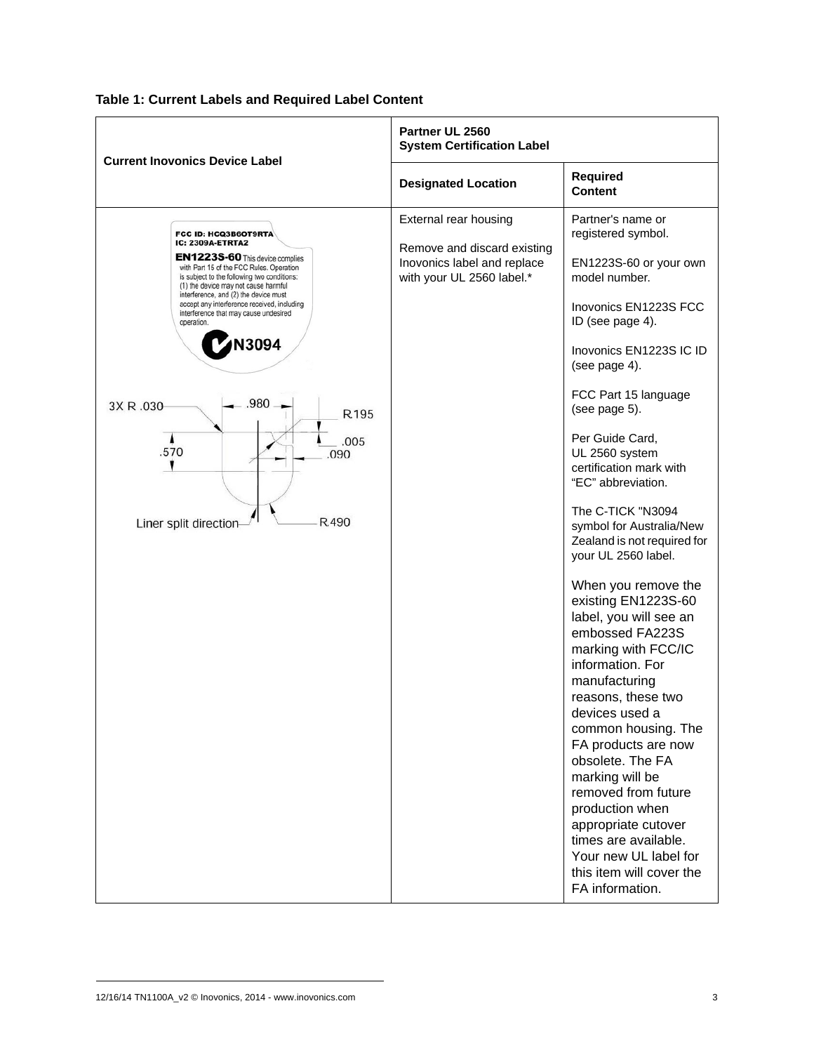**Table 1: Current Labels and Required Label Content**

| Current Inovonics Device Label | Partner UL 2560 System Certification Label | |
|---|---|---|
| | **Designated Location** | **Required Content** |
| FCC ID: HCQ3B6OT9RTA<br>IC: 2309A-ETRTA2<br>**EN1223S-60** This device complies with Part 15 of the FCC Rules. Operation is subject to the following two conditions: (1) the device may not cause harmful interference, and (2) the device must accept any interference received, including interference that may cause undesired operation.<br>N3094<br><br>3X R .030 &nbsp; .980 &nbsp; R.195 &nbsp; .005 &nbsp; .570 &nbsp; .090 &nbsp; Liner split direction &nbsp; R.490 | External rear housing<br><br>Remove and discard existing Inovonics label and replace with your UL 2560 label.* | Partner's name or registered symbol.<br><br>EN1223S-60 or your own model number.<br><br>Inovonics EN1223S FCC ID (see page 4).<br><br>Inovonics EN1223S IC ID (see page 4).<br><br>FCC Part 15 language (see page 5).<br><br>Per Guide Card, UL 2560 system certification mark with "EC" abbreviation.<br><br>The C-TICK "N3094 symbol for Australia/New Zealand is not required for your UL 2560 label.<br><br>When you remove the existing EN1223S-60 label, you will see an embossed FA223S marking with FCC/IC information. For manufacturing reasons, these two devices used a common housing. The FA products are now obsolete. The FA marking will be removed from future production when appropriate cutover times are available. Your new UL label for this item will cover the FA information. |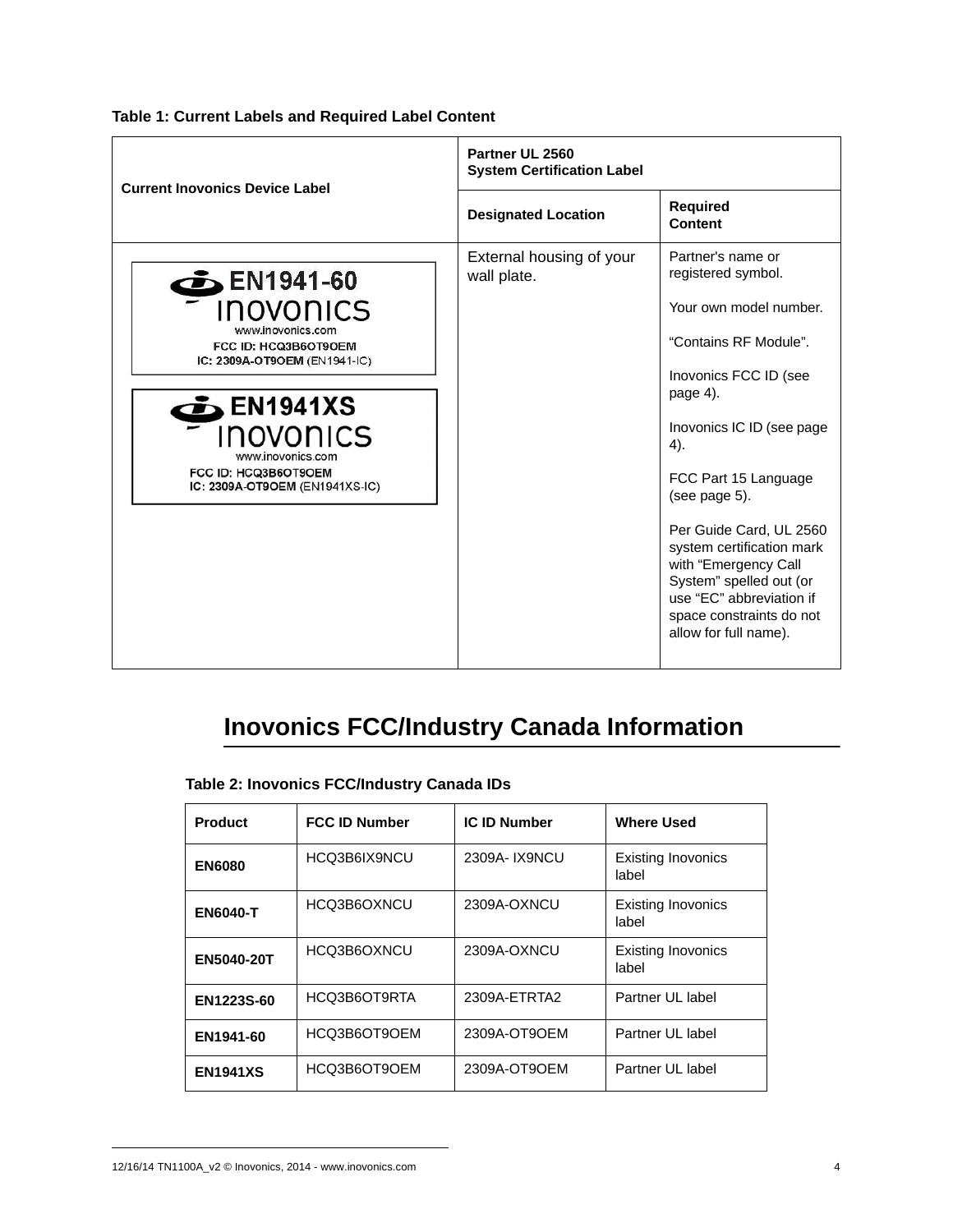**Table 1: Current Labels and Required Label Content**

| Current Inovonics Device Label | Partner UL 2560 System Certification Label | |
|---|---|---|
| | Designated Location | Required Content |
| EN1941-60<br>inovonics<br>www.inovonics.com<br>FCC ID: HCQ3B6OT9OEM<br>IC: 2309A-OT9OEM (EN1941-IC)<br><br>EN1941XS<br>inovonics<br>www.inovonics.com<br>FCC ID: HCQ3B6OT9OEM<br>IC: 2309A-OT9OEM (EN1941XS-IC) | External housing of your wall plate. | Partner's name or registered symbol.<br><br>Your own model number.<br><br>"Contains RF Module".<br><br>Inovonics FCC ID (see page 4).<br><br>Inovonics IC ID (see page 4).<br><br>FCC Part 15 Language (see page 5).<br><br>Per Guide Card, UL 2560 system certification mark with "Emergency Call System" spelled out (or use "EC" abbreviation if space constraints do not allow for full name). |

## Inovonics FCC/Industry Canada Information

**Table 2: Inovonics FCC/Industry Canada IDs**

| Product | FCC ID Number | IC ID Number | Where Used |
|---|---|---|---|
| **EN6080** | HCQ3B6IX9NCU | 2309A- IX9NCU | Existing Inovonics label |
| **EN6040-T** | HCQ3B6OXNCU | 2309A-OXNCU | Existing Inovonics label |
| **EN5040-20T** | HCQ3B6OXNCU | 2309A-OXNCU | Existing Inovonics label |
| **EN1223S-60** | HCQ3B6OT9RTA | 2309A-ETRTA2 | Partner UL label |
| **EN1941-60** | HCQ3B6OT9OEM | 2309A-OT9OEM | Partner UL label |
| **EN1941XS** | HCQ3B6OT9OEM | 2309A-OT9OEM | Partner UL label |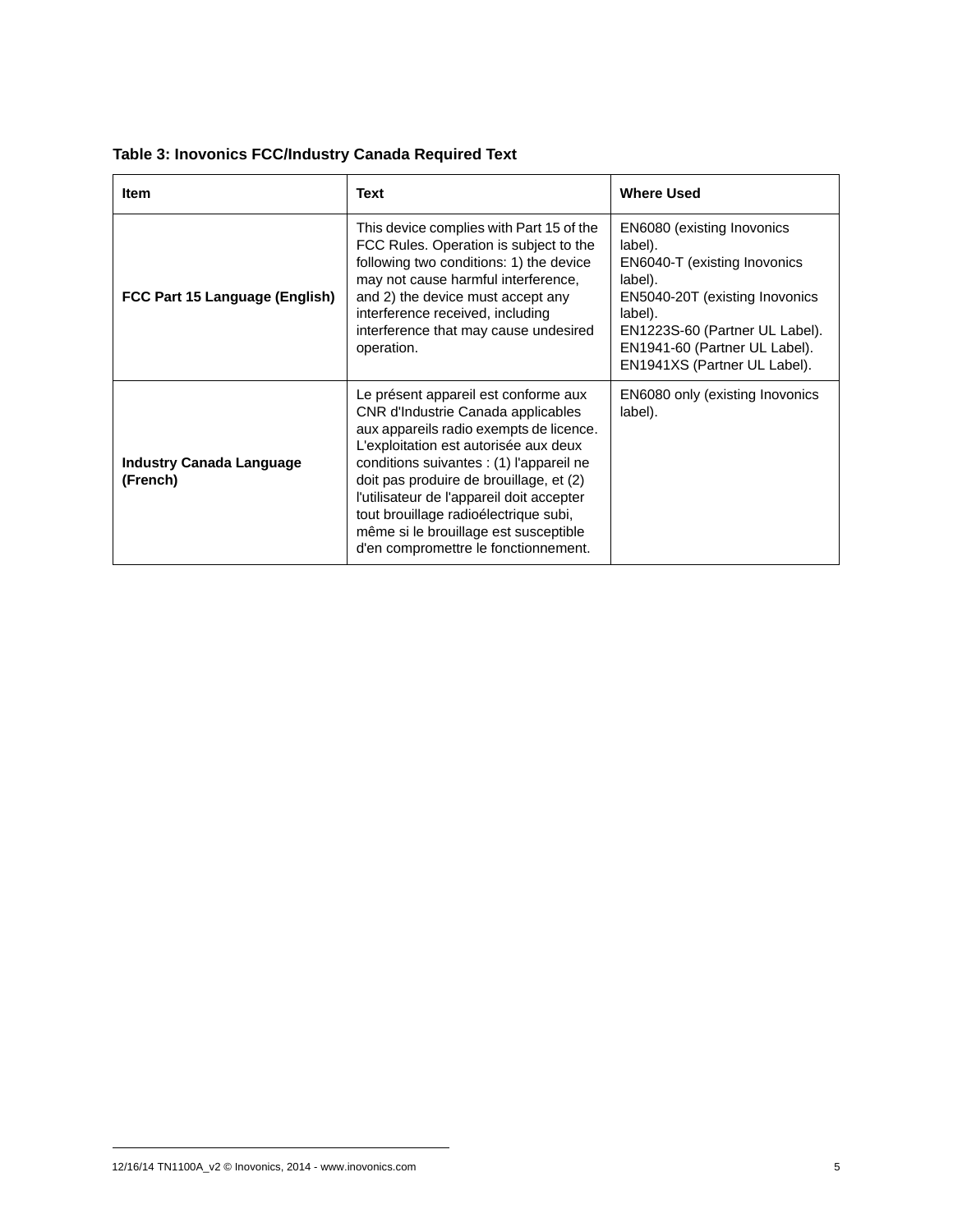**Table 3: Inovonics FCC/Industry Canada Required Text**

| Item | Text | Where Used |
| --- | --- | --- |
| **FCC Part 15 Language (English)** | This device complies with Part 15 of the FCC Rules. Operation is subject to the following two conditions: 1) the device may not cause harmful interference, and 2) the device must accept any interference received, including interference that may cause undesired operation. | EN6080 (existing Inovonics label). EN6040-T (existing Inovonics label). EN5040-20T (existing Inovonics label). EN1223S-60 (Partner UL Label). EN1941-60 (Partner UL Label). EN1941XS (Partner UL Label). |
| **Industry Canada Language (French)** | Le présent appareil est conforme aux CNR d'Industrie Canada applicables aux appareils radio exempts de licence. L'exploitation est autorisée aux deux conditions suivantes : (1) l'appareil ne doit pas produire de brouillage, et (2) l'utilisateur de l'appareil doit accepter tout brouillage radioélectrique subi, même si le brouillage est susceptible d'en compromettre le fonctionnement. | EN6080 only (existing Inovonics label). |